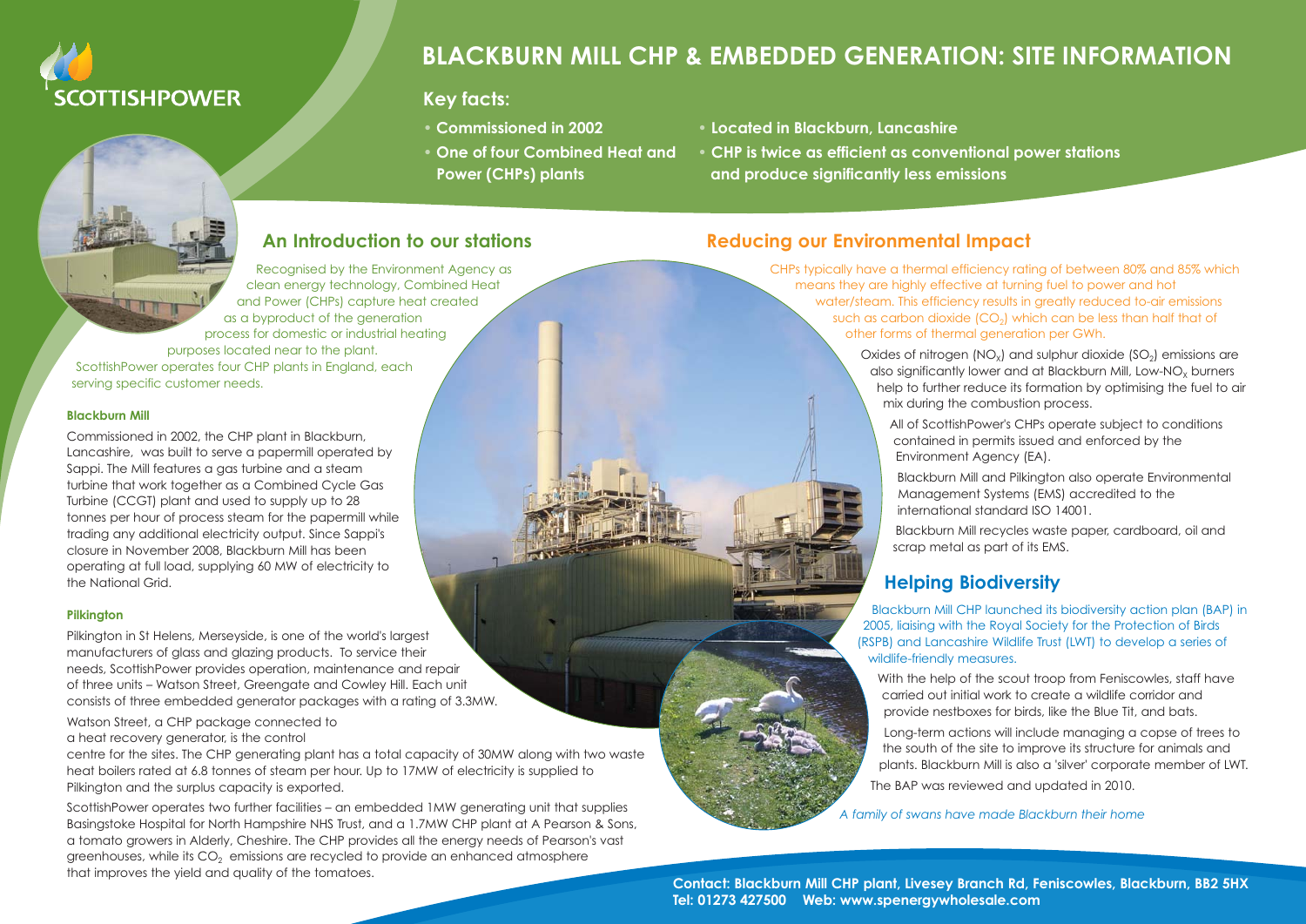# BLACKBURN MILL CHP & EMBEDDED GENERATION: SITE INFORMATION

## Key facts:

- **Commissioned in 2002**
- **One of four Combined Heat and Power (CHPs) plants**
- **Located in Blackburn, Lancashire**
- **CHP is twice as efficient as conventional power stations and produce significantly less emissions**

## An Introduction to our stations

Recognised by the Environment Agency as clean energy technology, Combined Heat and Power (CHPs) capture heat created as a byproduct of the generation process for domestic or industrial heating purposes located near to the plant. ScottishPower operates four CHP plants in England, each serving specific customer needs.

#### Blackburn Mill

Commissioned in 2002, the CHP plant in Blackburn, Lancashire, was built to serve a papermill operated by Sappi. The Mill features a gas turbine and a steam turbine that work together as a Combined Cycle Gas Turbine (CCGT) plant and used to supply up to 28 tonnes per hour of process steam for the papermill while trading any additional electricity output. Since Sappi's closure in November 2008, Blackburn Mill has been operating at full load, supplying 60 MW of electricity to the National Grid.

#### Pilkington

Pilkington in St Helens, Merseyside, is one of the world's largest manufacturers of glass and glazing products. To service their needs, ScottishPower provides operation, maintenance and repair of three units – Watson Street, Greengate and Cowley Hill. Each unit consists of three embedded generator packages with a rating of 3.3MW.

Watson Street, a CHP package connected to a heat recovery generator, is the control centre for the sites. The CHP generating plant has a total capacity of 30MW along with two waste heat boilers rated at 6.8 tonnes of steam per hour. Up to 17MW of electricity is supplied to Pilkington and the surplus capacity is exported.

ScottishPower operates two further facilities – an embedded 1MW generating unit that supplies Basingstoke Hospital for North Hampshire NHS Trust, and a 1.7MW CHP plant at A Pearson & Sons, a tomato growers in Alderly, Cheshire. The CHP provides all the energy needs of Pearson's vast greenhouses, while its $CO_2$ emissions are recycled to provide an enhanced atmosphere that improves the yield and quality of the tomatoes.

## Reducing our Environmental Impact

CHPs typically have a thermal efficiency rating of between 80% and 85% which means they are highly effective at turning fuel to power and hot water/steam. This efficiency results in greatly reduced to-air emissions such as carbon dioxide ($CO_2$) which can be less than half that of other forms of thermal generation per GWh.

Oxides of nitrogen ($NO_x$) and sulphur dioxide ($SO_2$) emissions are also significantly lower and at Blackburn Mill, Low-$NO_x$ burners help to further reduce its formation by optimising the fuel to air mix during the combustion process.

All of ScottishPower's CHPs operate subject to conditions contained in permits issued and enforced by the Environment Agency (EA).

Blackburn Mill and Pilkington also operate Environmental Management Systems (EMS) accredited to the international standard ISO 14001.

Blackburn Mill recycles waste paper, cardboard, oil and scrap metal as part of its EMS.

## Helping Biodiversity

Blackburn Mill CHP launched its biodiversity action plan (BAP) in 2005, liaising with the Royal Society for the Protection of Birds (RSPB) and Lancashire Wildlife Trust (LWT) to develop a series of wildlife-friendly measures.

With the help of the scout troop from Feniscowles, staff have carried out initial work to create a wildlife corridor and provide nestboxes for birds, like the Blue Tit, and bats.

Long-term actions will include managing a copse of trees to the south of the site to improve its structure for animals and plants. Blackburn Mill is also a 'silver' corporate member of LWT.

The BAP was reviewed and updated in 2010.

*A family of swans have made Blackburn their home*

**Contact: Blackburn Mill CHP plant, Livesey Branch Rd, Feniscowles, Blackburn, BB2 5HX**
**Tel: 01273 427500 Web: www.spenergywholesale.com**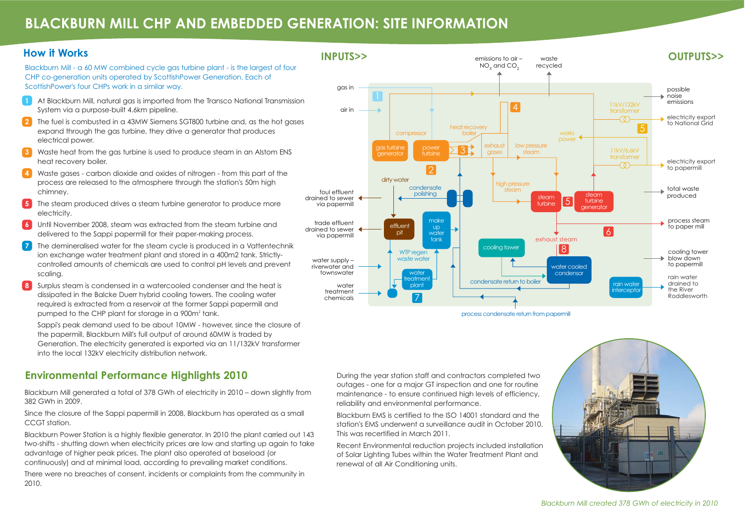# BLACKBURN MILL CHP AND EMBEDDED GENERATION: SITE INFORMATION

## How it Works

Blackburn Mill - a 60 MW combined cycle gas turbine plant - is the largest of four CHP co-generation units operated by ScottishPower Generation. Each of ScottishPower's four CHPs work in a similar way.

1. At Blackburn Mill, natural gas is imported from the Transco National Transmission System via a purpose-built 4.6km pipeline.
2. The fuel is combusted in a 43MW Siemens SGT800 turbine and, as the hot gases expand through the gas turbine, they drive a generator that produces electrical power.
3. Waste heat from the gas turbine is used to produce steam in an Alstom ENS heat recovery boiler.
4. Waste gases - carbon dioxide and oxides of nitrogen - from this part of the process are released to the atmosphere through the station's 50m high chimney.
5. The steam produced drives a steam turbine generator to produce more electricity.
6. Until November 2008, steam was extracted from the steam turbine and delivered to the Sappi papermill for their paper-making process.
7. The demineralised water for the steam cycle is produced in a Vattentechnik ion exchange water treatment plant and stored in a 400m2 tank. Strictly-controlled amounts of chemicals are used to control pH levels and prevent scaling.
8. Surplus steam is condensed in a watercooled condenser and the heat is dissipated in the Balcke Duerr hybrid cooling towers. The cooling water required is extracted from a reservoir at the former Sappi papermill and pumped to the CHP plant for storage in a 900m² tank.

Sappi's peak demand used to be about 10MW - however, since the closure of the papermill, Blackburn Mill's full output of around 60MW is traded by Generation. The electricity generated is exported via an 11/132kV transformer into the local 132kV electricity distribution network.

INPUTS>>

gas in
air in
foul effluent drained to sewer via papermill
trade effluent drained to sewer via papermill
water supply – riverwater and townswater
water treatment chemicals

OUTPUTS>>

possible noise emissions
electricity export to National Grid
electricity export to papermill
total waste produced
process steam to paper mill
cooling tower blow down to papermill
rain water drained to the River Roddlesworth

emissions to air – $NO_x$ and $CO_2$
waste recycled

1
compressor
gas turbine generator
power turbine
2
3
heat recovery boiler
4
exhaust gases
low pressure steam
high pressure steam
works power
11kV/132kV transformer
5
11kV/6.6kV transformer
steam turbine
steam turbine generator
6
exhaust steam
8
water cooled condensor
cooling tower
condensate return to boiler
dirty water
condensate polishing
effluent pit
make up water tank
WTP regen waste water
water treatment plant
7
rain water interceptor
process condensate return from papermill

## Environmental Performance Highlights 2010

Blackburn Mill generated a total of 378 GWh of electricity in 2010 – down slightly from 382 GWh in 2009.

Since the closure of the Sappi papermill in 2008, Blackburn has operated as a small CCGT station.

Blackburn Power Station is a highly flexible generator. In 2010 the plant carried out 143 two-shifts - shutting down when electricity prices are low and starting up again to take advantage of higher peak prices. The plant also operated at baseload (or continuously) and at minimal load, according to prevailing market conditions.

There were no breaches of consent, incidents or complaints from the community in 2010.

During the year station staff and contractors completed two outages - one for a major GT inspection and one for routine maintenance - to ensure continued high levels of efficiency, reliability and environmental performance.

Blackburn EMS is certified to the ISO 14001 standard and the station's EMS underwent a surveillance audit in October 2010. This was recertified in March 2011.

Recent Environmental reduction projects included installation of Solar Lighting Tubes within the Water Treatment Plant and renewal of all Air Conditioning units.

*Blackburn Mill created 378 GWh of electricity in 2010*